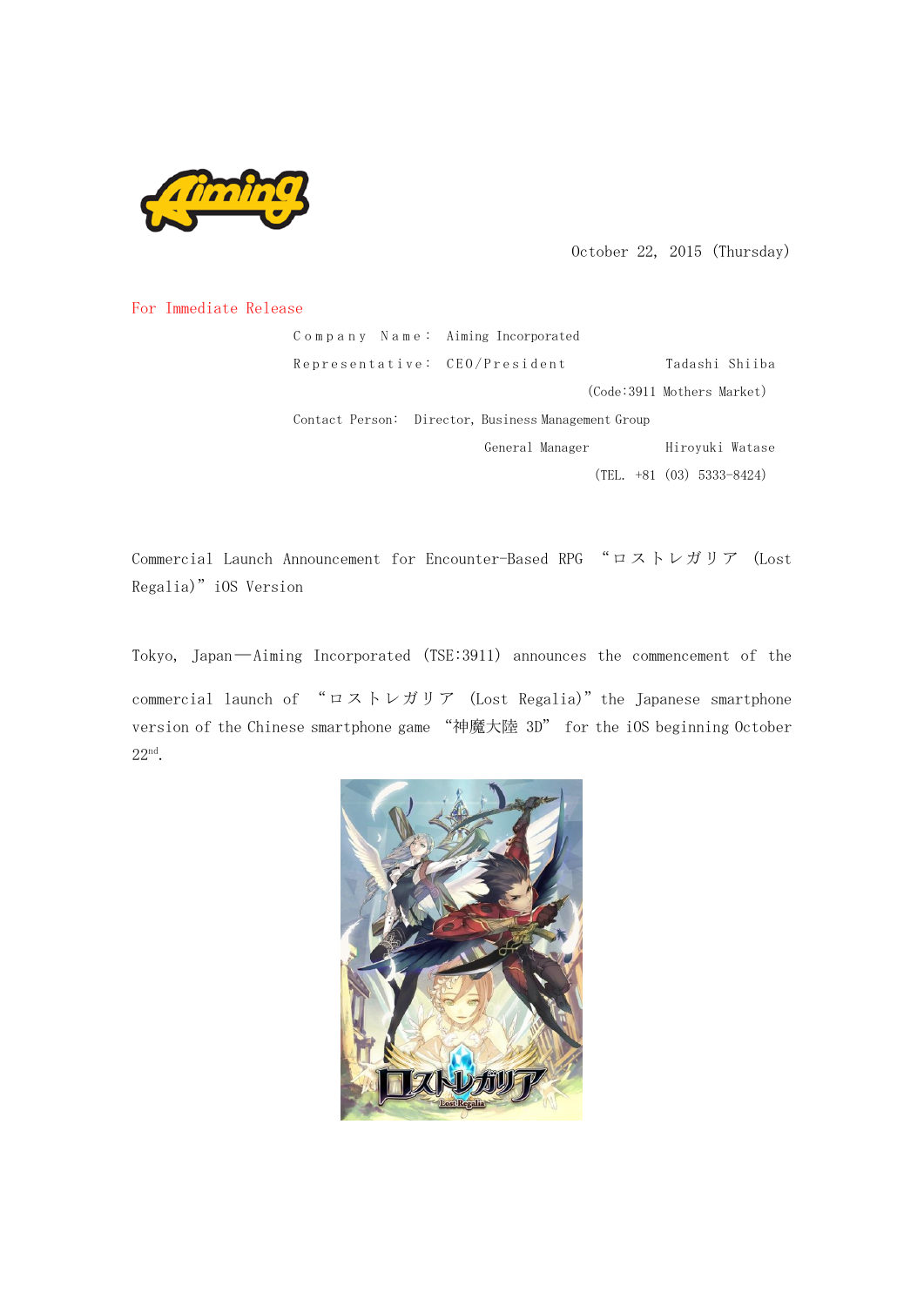October 22, 2015 (Thursday)

For Immediate Release

Company Name: Aiming Incorporated
Representative: CEO/President Tadashi Shiiba
(Code:3911 Mothers Market)
Contact Person: Director, Business Management Group General Manager Hiroyuki Watase
(TEL. +81 (03) 5333-8424)

## Commercial Launch Announcement for Encounter-Based RPG "ロストレガリア (Lost Regalia)" iOS Version

Tokyo, Japan—Aiming Incorporated (TSE:3911) announces the commencement of the commercial launch of "ロストレガリア (Lost Regalia)" the Japanese smartphone version of the Chinese smartphone game "神魔大陸 3D" for the iOS beginning October 22nd.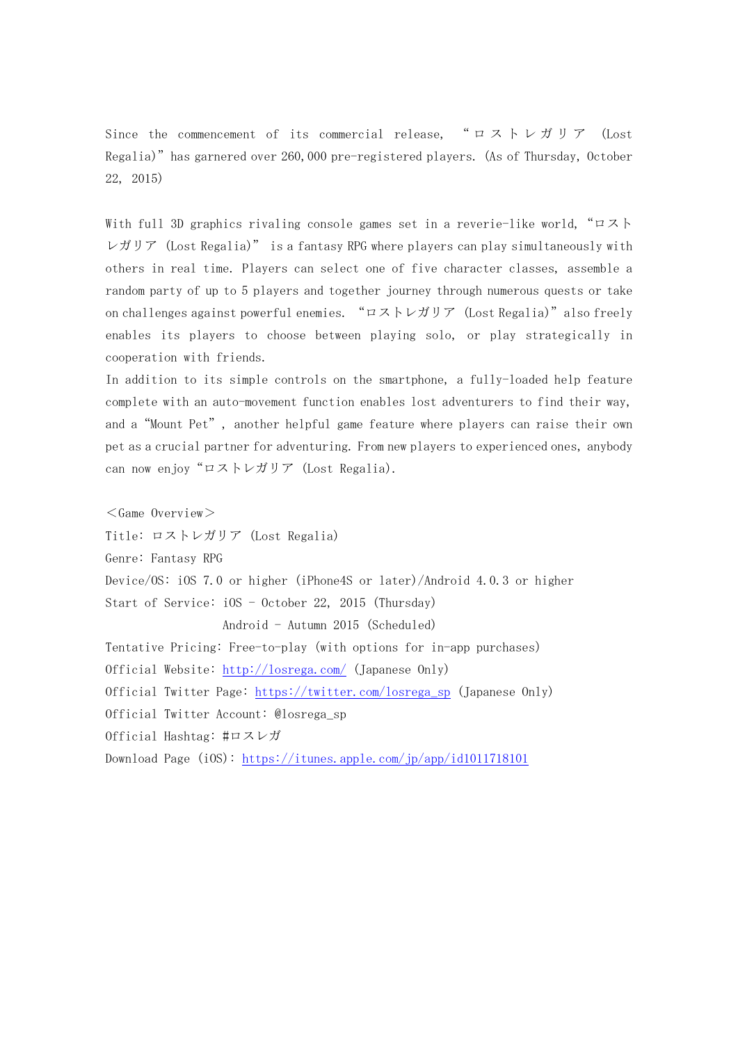Since the commencement of its commercial release, "ロストレガリア (Lost Regalia)" has garnered over 260,000 pre-registered players. (As of Thursday, October 22, 2015)

With full 3D graphics rivaling console games set in a reverie-like world, "ロストレガリア (Lost Regalia)" is a fantasy RPG where players can play simultaneously with others in real time. Players can select one of five character classes, assemble a random party of up to 5 players and together journey through numerous quests or take on challenges against powerful enemies. "ロストレガリア (Lost Regalia)" also freely enables its players to choose between playing solo, or play strategically in cooperation with friends.

In addition to its simple controls on the smartphone, a fully-loaded help feature complete with an auto-movement function enables lost adventurers to find their way, and a "Mount Pet", another helpful game feature where players can raise their own pet as a crucial partner for adventuring. From new players to experienced ones, anybody can now enjoy "ロストレガリア (Lost Regalia).

＜Game Overview＞

Title: ロストレガリア (Lost Regalia)

Genre: Fantasy RPG

Device/OS: iOS 7.0 or higher (iPhone4S or later)/Android 4.0.3 or higher

Start of Service: iOS - October 22, 2015 (Thursday)

Android - Autumn 2015 (Scheduled)

Tentative Pricing: Free-to-play (with options for in-app purchases)

Official Website: http://losrega.com/ (Japanese Only)

Official Twitter Page: https://twitter.com/losrega_sp (Japanese Only)

Official Twitter Account: @losrega_sp

Official Hashtag: #ロスレガ

Download Page (iOS): https://itunes.apple.com/jp/app/id1011718101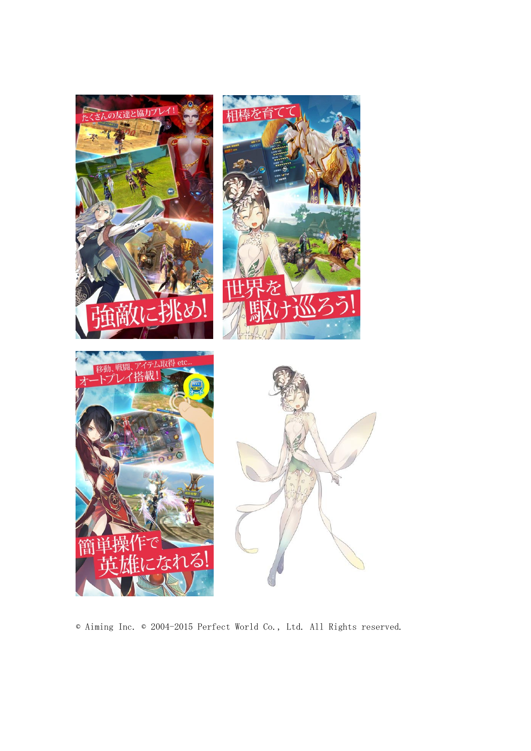© Aiming Inc. © 2004-2015 Perfect World Co., Ltd. All Rights reserved.